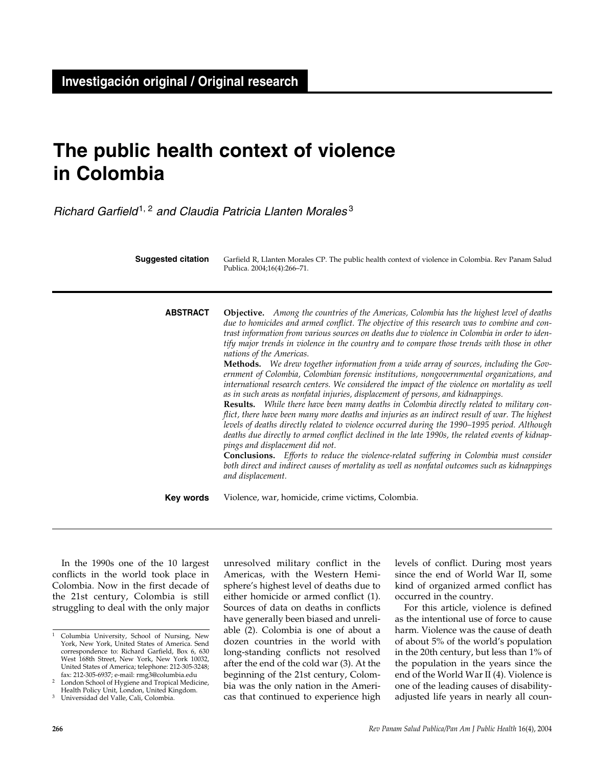**Investigación original / Original research**

# The public health context of violence in Colombia

*Richard Garfield*[1,2] *and Claudia Patricia Llanten Morales*[3]

**Suggested citation** Garfield R, Llanten Morales CP. The public health context of violence in Colombia. Rev Panam Salud Publica. 2004;16(4):266–71.

**ABSTRACT**

**Objective.** *Among the countries of the Americas, Colombia has the highest level of deaths due to homicides and armed conflict. The objective of this research was to combine and contrast information from various sources on deaths due to violence in Colombia in order to identify major trends in violence in the country and to compare those trends with those in other nations of the Americas.*

**Methods.** *We drew together information from a wide array of sources, including the Government of Colombia, Colombian forensic institutions, nongovernmental organizations, and international research centers. We considered the impact of the violence on mortality as well as in such areas as nonfatal injuries, displacement of persons, and kidnappings.*

**Results.** *While there have been many deaths in Colombia directly related to military conflict, there have been many more deaths and injuries as an indirect result of war. The highest levels of deaths directly related to violence occurred during the 1990–1995 period. Although deaths due directly to armed conflict declined in the late 1990s, the related events of kidnappings and displacement did not.*

**Conclusions.** *Efforts to reduce the violence-related suffering in Colombia must consider both direct and indirect causes of mortality as well as nonfatal outcomes such as kidnappings and displacement.*

**Key words** Violence, war, homicide, crime victims, Colombia.

---

In the 1990s one of the 10 largest conflicts in the world took place in Colombia. Now in the first decade of the 21st century, Colombia is still struggling to deal with the only major unresolved military conflict in the Americas, with the Western Hemisphere's highest level of deaths due to either homicide or armed conflict (1). Sources of data on deaths in conflicts have generally been biased and unreliable (2). Colombia is one of about a dozen countries in the world with long-standing conflicts not resolved after the end of the cold war (3). At the beginning of the 21st century, Colombia was the only nation in the Americas that continued to experience high levels of conflict. During most years since the end of World War II, some kind of organized armed conflict has occurred in the country.

For this article, violence is defined as the intentional use of force to cause harm. Violence was the cause of death of about 5% of the world's population in the 20th century, but less than 1% of the population in the years since the end of the World War II (4). Violence is one of the leading causes of disability-adjusted life years in nearly all coun-

---

[1] Columbia University, School of Nursing, New York, New York, United States of America. Send correspondence to: Richard Garfield, Box 6, 630 West 168th Street, New York, New York 10032, United States of America; telephone: 212-305-3248; fax: 212-305-6937; e-mail: rmg3@columbia.edu

[2] London School of Hygiene and Tropical Medicine, Health Policy Unit, London, United Kingdom.

[3] Universidad del Valle, Cali, Colombia.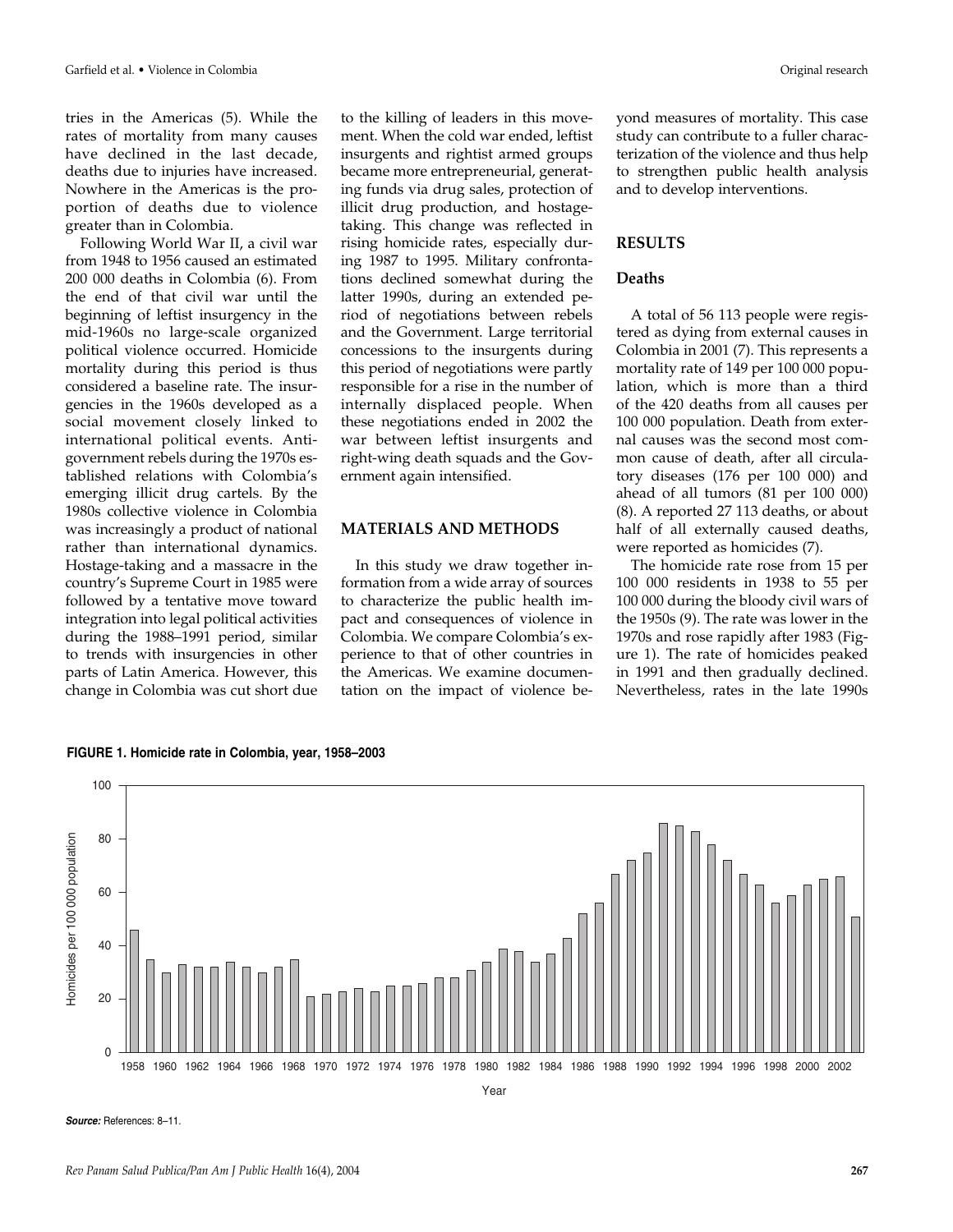tries in the Americas (5). While the rates of mortality from many causes have declined in the last decade, deaths due to injuries have increased. Nowhere in the Americas is the proportion of deaths due to violence greater than in Colombia.

Following World War II, a civil war from 1948 to 1956 caused an estimated 200 000 deaths in Colombia (6). From the end of that civil war until the beginning of leftist insurgency in the mid-1960s no large-scale organized political violence occurred. Homicide mortality during this period is thus considered a baseline rate. The insurgencies in the 1960s developed as a social movement closely linked to international political events. Antigovernment rebels during the 1970s established relations with Colombia's emerging illicit drug cartels. By the 1980s collective violence in Colombia was increasingly a product of national rather than international dynamics. Hostage-taking and a massacre in the country's Supreme Court in 1985 were followed by a tentative move toward integration into legal political activities during the 1988–1991 period, similar to trends with insurgencies in other parts of Latin America. However, this change in Colombia was cut short due to the killing of leaders in this movement. When the cold war ended, leftist insurgents and rightist armed groups became more entrepreneurial, generating funds via drug sales, protection of illicit drug production, and hostage-taking. This change was reflected in rising homicide rates, especially during 1987 to 1995. Military confrontations declined somewhat during the latter 1990s, during an extended period of negotiations between rebels and the Government. Large territorial concessions to the insurgents during this period of negotiations were partly responsible for a rise in the number of internally displaced people. When these negotiations ended in 2002 the war between leftist insurgents and right-wing death squads and the Government again intensified.

## MATERIALS AND METHODS

In this study we draw together information from a wide array of sources to characterize the public health impact and consequences of violence in Colombia. We compare Colombia's experience to that of other countries in the Americas. We examine documentation on the impact of violence beyond measures of mortality. This case study can contribute to a fuller characterization of the violence and thus help to strengthen public health analysis and to develop interventions.

## RESULTS

### Deaths

A total of 56 113 people were registered as dying from external causes in Colombia in 2001 (7). This represents a mortality rate of 149 per 100 000 population, which is more than a third of the 420 deaths from all causes per 100 000 population. Death from external causes was the second most common cause of death, after all circulatory diseases (176 per 100 000) and ahead of all tumors (81 per 100 000) (8). A reported 27 113 deaths, or about half of all externally caused deaths, were reported as homicides (7).

The homicide rate rose from 15 per 100 000 residents in 1938 to 55 per 100 000 during the bloody civil wars of the 1950s (9). The rate was lower in the 1970s and rose rapidly after 1983 (Figure 1). The rate of homicides peaked in 1991 and then gradually declined. Nevertheless, rates in the late 1990s

**FIGURE 1. Homicide rate in Colombia, year, 1958–2003**

Homicides per 100 000 population

100
80
60
40
20
0

1958 1960 1962 1964 1966 1968 1970 1972 1974 1976 1978 1980 1982 1984 1986 1988 1990 1992 1994 1996 1998 2000 2002

Year

***Source:*** References: 8–11.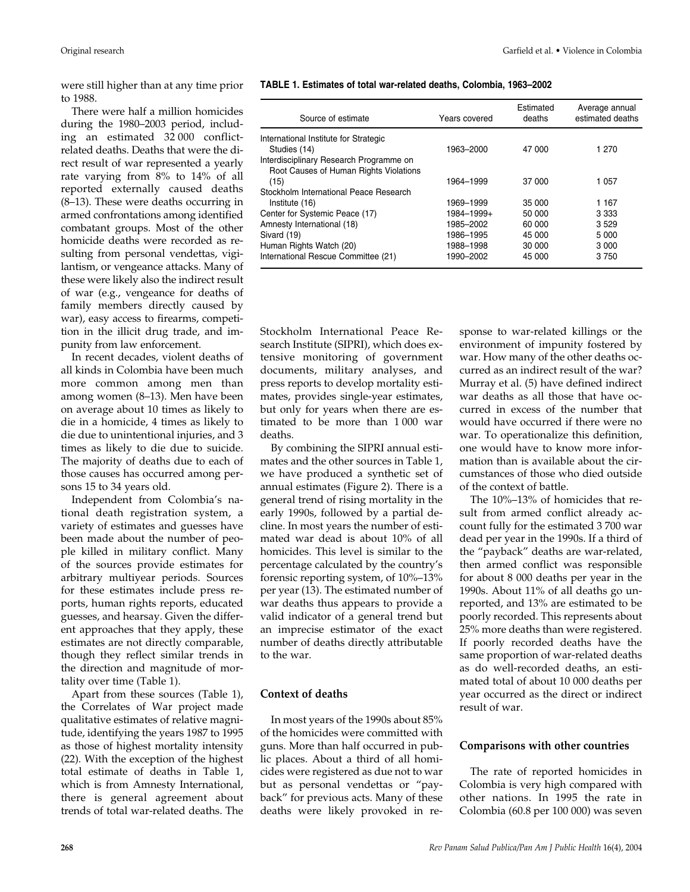were still higher than at any time prior to 1988.

There were half a million homicides during the 1980–2003 period, including an estimated 32 000 conflict-related deaths. Deaths that were the direct result of war represented a yearly rate varying from 8% to 14% of all reported externally caused deaths (8–13). These were deaths occurring in armed confrontations among identified combatant groups. Most of the other homicide deaths were recorded as resulting from personal vendettas, vigilantism, or vengeance attacks. Many of these were likely also the indirect result of war (e.g., vengeance for deaths of family members directly caused by war), easy access to firearms, competition in the illicit drug trade, and impunity from law enforcement.

In recent decades, violent deaths of all kinds in Colombia have been much more common among men than among women (8–13). Men have been on average about 10 times as likely to die in a homicide, 4 times as likely to die due to unintentional injuries, and 3 times as likely to die due to suicide. The majority of deaths due to each of those causes has occurred among persons 15 to 34 years old.

Independent from Colombia's national death registration system, a variety of estimates and guesses have been made about the number of people killed in military conflict. Many of the sources provide estimates for arbitrary multiyear periods. Sources for these estimates include press reports, human rights reports, educated guesses, and hearsay. Given the different approaches that they apply, these estimates are not directly comparable, though they reflect similar trends in the direction and magnitude of mortality over time (Table 1).

Apart from these sources (Table 1), the Correlates of War project made qualitative estimates of relative magnitude, identifying the years 1987 to 1995 as those of highest mortality intensity (22). With the exception of the highest total estimate of deaths in Table 1, which is from Amnesty International, there is general agreement about trends of total war-related deaths. The Stockholm International Peace Research Institute (SIPRI), which does extensive monitoring of government documents, military analyses, and press reports to develop mortality estimates, provides single-year estimates, but only for years when there are estimated to be more than 1 000 war deaths.

**TABLE 1. Estimates of total war-related deaths, Colombia, 1963–2002**

| Source of estimate | Years covered | Estimated deaths | Average annual estimated deaths |
|---|---|---|---|
| International Institute for Strategic Studies (14) | 1963–2000 | 47 000 | 1 270 |
| Interdisciplinary Research Programme on Root Causes of Human Rights Violations (15) | 1964–1999 | 37 000 | 1 057 |
| Stockholm International Peace Research Institute (16) | 1969–1999 | 35 000 | 1 167 |
| Center for Systemic Peace (17) | 1984–1999+ | 50 000 | 3 333 |
| Amnesty International (18) | 1985–2002 | 60 000 | 3 529 |
| Sivard (19) | 1986–1995 | 45 000 | 5 000 |
| Human Rights Watch (20) | 1988–1998 | 30 000 | 3 000 |
| International Rescue Committee (21) | 1990–2002 | 45 000 | 3 750 |

By combining the SIPRI annual estimates and the other sources in Table 1, we have produced a synthetic set of annual estimates (Figure 2). There is a general trend of rising mortality in the early 1990s, followed by a partial decline. In most years the number of estimated war dead is about 10% of all homicides. This level is similar to the percentage calculated by the country's forensic reporting system, of 10%–13% per year (13). The estimated number of war deaths thus appears to provide a valid indicator of a general trend but an imprecise estimator of the exact number of deaths directly attributable to the war.

## Context of deaths

In most years of the 1990s about 85% of the homicides were committed with guns. More than half occurred in public places. About a third of all homicides were registered as due not to war but as personal vendettas or "payback" for previous acts. Many of these deaths were likely provoked in response to war-related killings or the environment of impunity fostered by war. How many of the other deaths occurred as an indirect result of the war? Murray et al. (5) have defined indirect war deaths as all those that have occurred in excess of the number that would have occurred if there were no war. To operationalize this definition, one would have to know more information than is available about the circumstances of those who died outside of the context of battle.

The 10%–13% of homicides that result from armed conflict already account fully for the estimated 3 700 war dead per year in the 1990s. If a third of the "payback" deaths are war-related, then armed conflict was responsible for about 8 000 deaths per year in the 1990s. About 11% of all deaths go unreported, and 13% are estimated to be poorly recorded. This represents about 25% more deaths than were registered. If poorly recorded deaths have the same proportion of war-related deaths as do well-recorded deaths, an estimated total of about 10 000 deaths per year occurred as the direct or indirect result of war.

## Comparisons with other countries

The rate of reported homicides in Colombia is very high compared with other nations. In 1995 the rate in Colombia (60.8 per 100 000) was seven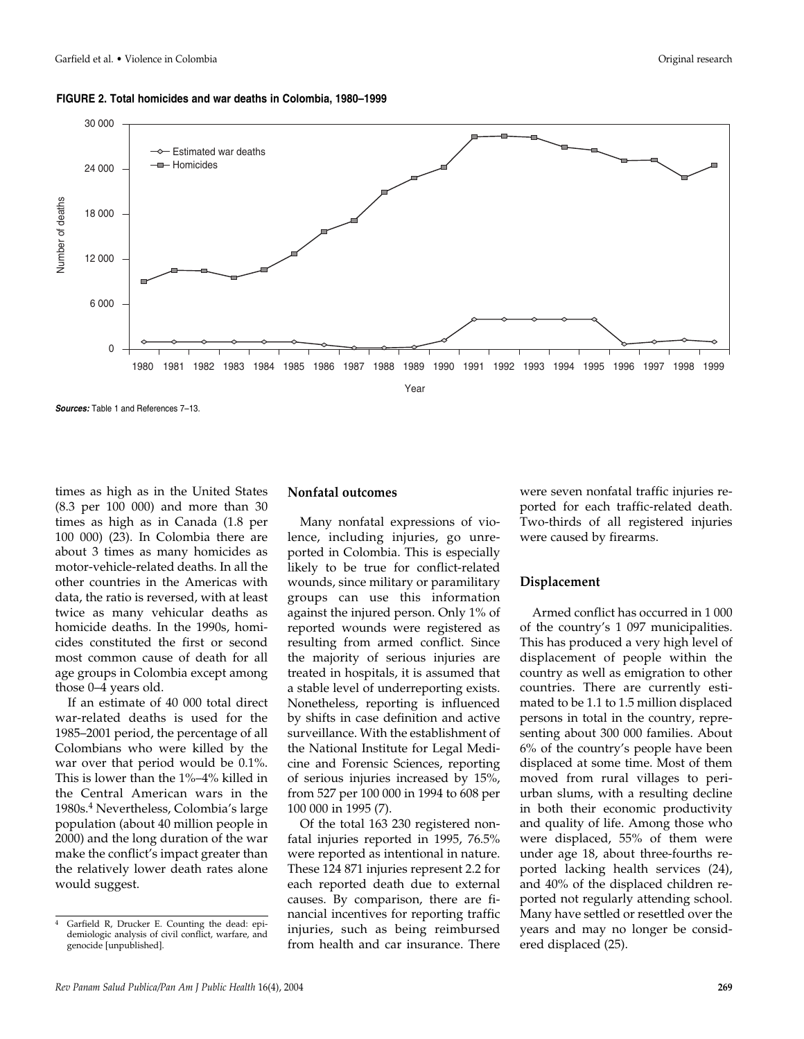**FIGURE 2. Total homicides and war deaths in Colombia, 1980–1999**

Estimated war deaths
Homicides

Number of deaths

30 000
24 000
18 000
12 000
6 000
0

1980 1981 1982 1983 1984 1985 1986 1987 1988 1989 1990 1991 1992 1993 1994 1995 1996 1997 1998 1999

Year

***Sources:*** Table 1 and References 7–13.

times as high as in the United States (8.3 per 100 000) and more than 30 times as high as in Canada (1.8 per 100 000) (23). In Colombia there are about 3 times as many homicides as motor-vehicle-related deaths. In all the other countries in the Americas with data, the ratio is reversed, with at least twice as many vehicular deaths as homicide deaths. In the 1990s, homicides constituted the first or second most common cause of death for all age groups in Colombia except among those 0–4 years old.

If an estimate of 40 000 total direct war-related deaths is used for the 1985–2001 period, the percentage of all Colombians who were killed by the war over that period would be 0.1%. This is lower than the 1%–4% killed in the Central American wars in the 1980s.[4] Nevertheless, Colombia's large population (about 40 million people in 2000) and the long duration of the war make the conflict's impact greater than the relatively lower death rates alone would suggest.

### Nonfatal outcomes

Many nonfatal expressions of violence, including injuries, go unreported in Colombia. This is especially likely to be true for conflict-related wounds, since military or paramilitary groups can use this information against the injured person. Only 1% of reported wounds were registered as resulting from armed conflict. Since the majority of serious injuries are treated in hospitals, it is assumed that a stable level of underreporting exists. Nonetheless, reporting is influenced by shifts in case definition and active surveillance. With the establishment of the National Institute for Legal Medicine and Forensic Sciences, reporting of serious injuries increased by 15%, from 527 per 100 000 in 1994 to 608 per 100 000 in 1995 (7).

Of the total 163 230 registered nonfatal injuries reported in 1995, 76.5% were reported as intentional in nature. These 124 871 injuries represent 2.2 for each reported death due to external causes. By comparison, there are financial incentives for reporting traffic injuries, such as being reimbursed from health and car insurance. There were seven nonfatal traffic injuries reported for each traffic-related death. Two-thirds of all registered injuries were caused by firearms.

### Displacement

Armed conflict has occurred in 1 000 of the country's 1 097 municipalities. This has produced a very high level of displacement of people within the country as well as emigration to other countries. There are currently estimated to be 1.1 to 1.5 million displaced persons in total in the country, representing about 300 000 families. About 6% of the country's people have been displaced at some time. Most of them moved from rural villages to periurban slums, with a resulting decline in both their economic productivity and quality of life. Among those who were displaced, 55% of them were under age 18, about three-fourths reported lacking health services (24), and 40% of the displaced children reported not regularly attending school. Many have settled or resettled over the years and may no longer be considered displaced (25).

---

[4] Garfield R, Drucker E. Counting the dead: epidemiologic analysis of civil conflict, warfare, and genocide [unpublished].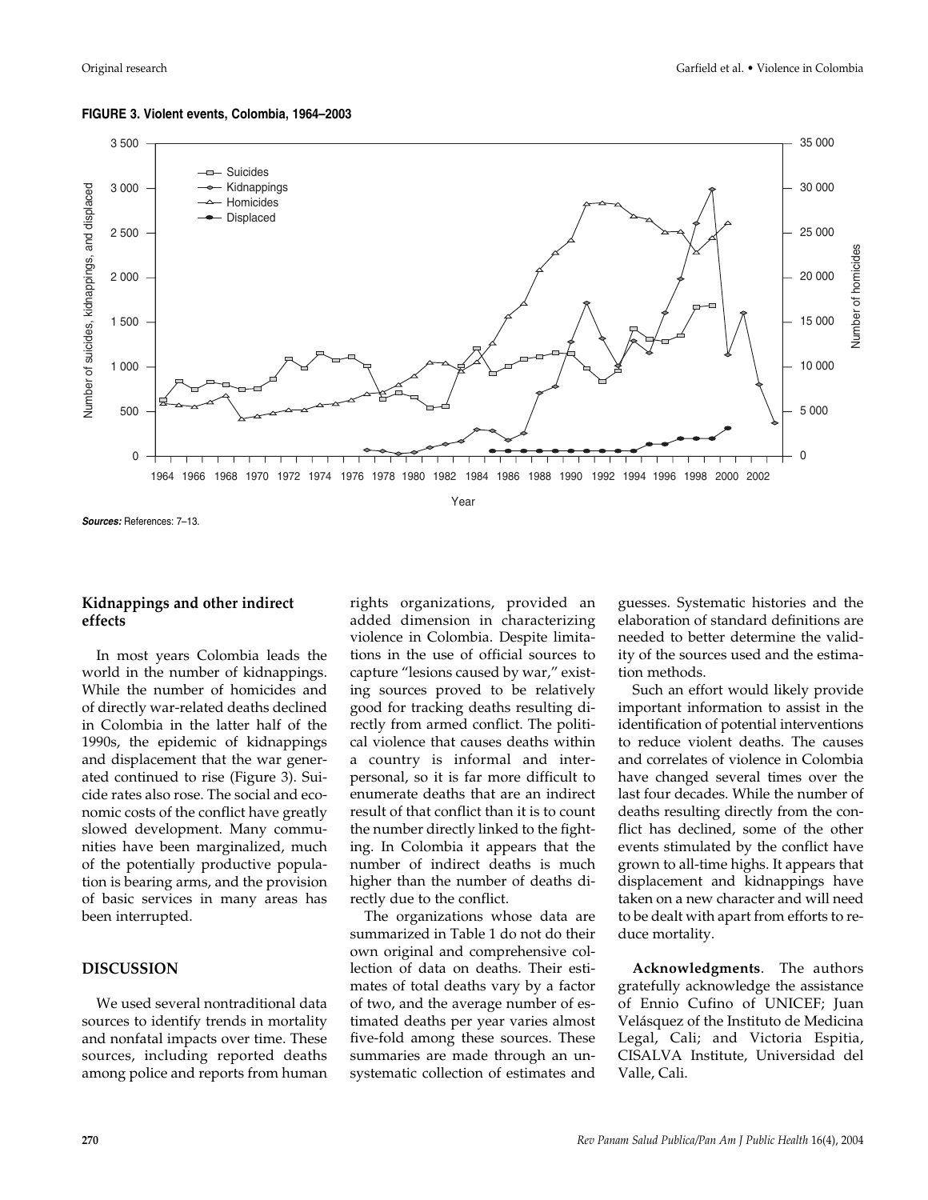**FIGURE 3. Violent events, Colombia, 1964–2003**

Suicides
Kidnappings
Homicides
Displaced

Number of suicides, kidnappings, and displaced

Number of homicides

3 500
3 000
2 500
2 000
1 500
1 000
500
0

35 000
30 000
25 000
20 000
15 000
10 000
5 000
0

1964 1966 1968 1970 1972 1974 1976 1978 1980 1982 1984 1986 1988 1990 1992 1994 1996 1998 2000 2002

Year

***Sources:*** References: 7–13.

### Kidnappings and other indirect effects

In most years Colombia leads the world in the number of kidnappings. While the number of homicides and of directly war-related deaths declined in Colombia in the latter half of the 1990s, the epidemic of kidnappings and displacement that the war generated continued to rise (Figure 3). Suicide rates also rose. The social and economic costs of the conflict have greatly slowed development. Many communities have been marginalized, much of the potentially productive population is bearing arms, and the provision of basic services in many areas has been interrupted.

## DISCUSSION

We used several nontraditional data sources to identify trends in mortality and nonfatal impacts over time. These sources, including reported deaths among police and reports from human rights organizations, provided an added dimension in characterizing violence in Colombia. Despite limitations in the use of official sources to capture "lesions caused by war," existing sources proved to be relatively good for tracking deaths resulting directly from armed conflict. The political violence that causes deaths within a country is informal and interpersonal, so it is far more difficult to enumerate deaths that are an indirect result of that conflict than it is to count the number directly linked to the fighting. In Colombia it appears that the number of indirect deaths is much higher than the number of deaths directly due to the conflict.

The organizations whose data are summarized in Table 1 do not do their own original and comprehensive collection of data on deaths. Their estimates of total deaths vary by a factor of two, and the average number of estimated deaths per year varies almost five-fold among these sources. These summaries are made through an unsystematic collection of estimates and guesses. Systematic histories and the elaboration of standard definitions are needed to better determine the validity of the sources used and the estimation methods.

Such an effort would likely provide important information to assist in the identification of potential interventions to reduce violent deaths. The causes and correlates of violence in Colombia have changed several times over the last four decades. While the number of deaths resulting directly from the conflict has declined, some of the other events stimulated by the conflict have grown to all-time highs. It appears that displacement and kidnappings have taken on a new character and will need to be dealt with apart from efforts to reduce mortality.

**Acknowledgments**. The authors gratefully acknowledge the assistance of Ennio Cufino of UNICEF; Juan Velásquez of the Instituto de Medicina Legal, Cali; and Victoria Espitia, CISALVA Institute, Universidad del Valle, Cali.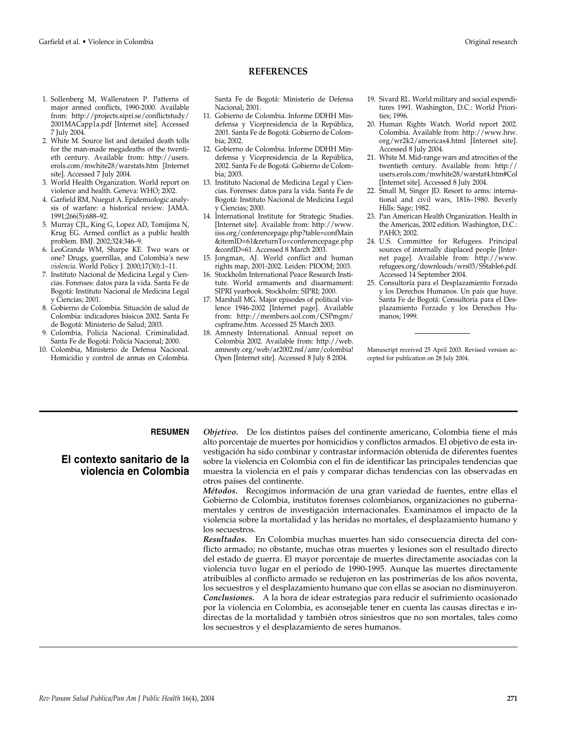## REFERENCES

1. Sollenberg M, Wallensteen P. Patterns of major armed conflicts, 1990-2000. Available from: http://projects.sipri.se/conflictstudy/2001MACapp1a.pdf [Internet site]. Accessed 7 July 2004.
2. White M. Source list and detailed death tolls for the man-made megadeaths of the twentieth century. Available from: http://users.erols.com/mwhite28/warstats.htm [Internet site]. Accessed 7 July 2004.
3. World Health Organization. World report on violence and health. Geneva: WHO; 2002.
4. Garfield RM, Nuegut A. Epidemiologic analysis of warfare: a historical review. JAMA. 1991;266(5):688–92.
5. Murray CJL, King G, Lopez AD, Tomijima N, Krug EG. Armed conflict as a public health problem. BMJ. 2002;324:346–9.
6. LeoGrande WM, Sharpe KE. Two wars or one? Drugs, guerrillas, and Colombia's new *violencia*. World Policy J. 2000;17(30):1–11.
7. Instituto Nacional de Medicina Legal y Ciencias. Forenses: datos para la vida. Santa Fe de Bogotá: Instituto Nacional de Medicina Legal y Ciencias; 2001.
8. Gobierno de Colombia. Situación de salud de Colombia: indicadores básicos 2002. Santa Fe de Bogotá: Ministerio de Salud; 2003.
9. Colombia, Policía Nacional. Criminalidad. Santa Fe de Bogotá: Policía Nacional; 2000.
10. Colombia, Ministerio de Defensa Nacional. Homicidio y control de armas en Colombia. Santa Fe de Bogotá: Ministerio de Defensa Nacional; 2001.
11. Gobierno de Colombia. Informe DDHH Mindefensa y Vicepresidencia de la República, 2001. Santa Fe de Bogotá: Gobierno de Colombia; 2002.
12. Gobierno de Colombia. Informe DDHH Mindefensa y Vicepresidencia de la República, 2002. Santa Fe de Bogotá: Gobierno de Colombia; 2003.
13. Instituto Nacional de Medicina Legal y Ciencias. Forenses: datos para la vida. Santa Fe de Bogotá: Instituto Nacional de Medicina Legal y Ciencias; 2000.
14. International Institute for Strategic Studies. [Internet site]. Available from: http://www.iiss.org/conferencepage.php?table=confMain&itemID=61&returnTo=conferencepage.php&confID=61. Accessed 8 March 2003.
15. Jongman, AJ. World conflict and human rights map, 2001-2002. Leiden: PIOOM; 2003.
16. Stockholm International Peace Research Institute. World armaments and disarmament: SIPRI yearbook. Stockholm: SIPRI; 2000.
17. Marshall MG. Major episodes of political violence 1946-2002 [Internet page]. Available from: http://members.aol.com/CSPmgm/cspframe.htm. Accessed 25 March 2003.
18. Amnesty International. Annual report on Colombia 2002. Available from: http://web.amnesty.org/web/ar2002.nsf/amr/colombia!Open [Internet site]. Accessed 8 July 8 2004.
19. Sivard RL. World military and social expenditures 1991. Washington, D.C.: World Priorities; 1996.
20. Human Rights Watch. World report 2002. Colombia. Available from: http://www.hrw.org/wr2k2/americas4.html [Internet site]. Accessed 8 July 2004.
21. White M. Mid-range wars and atrocities of the twentieth century. Available from: http://users.erols.com/mwhite28/warstat4.htm#Col [Internet site]. Accessed 8 July 2004.
22. Small M, Singer JD. Resort to arms: international and civil wars, 1816–1980. Beverly Hills: Sage; 1982.
23. Pan American Health Organization. Health in the Americas, 2002 edition. Washington, D.C.: PAHO; 2002.
24. U.S. Committee for Refugees. Principal sources of internally displaced people [Internet page]. Available from: http://www.refugees.org/downloads/wrs03/SStable6.pdf. Accessed 14 September 2004.
25. Consultoría para el Desplazamiento Forzado y los Derechos Humanos. Un país que huye. Santa Fe de Bogotá: Consultoría para el Desplazamiento Forzado y los Derechos Humanos; 1999.

Manuscript received 25 April 2003. Revised version accepted for publication on 28 July 2004.

---

**RESUMEN**

## El contexto sanitario de la violencia en Colombia

***Objetivo.*** De los distintos países del continente americano, Colombia tiene el más alto porcentaje de muertes por homicidios y conflictos armados. El objetivo de esta investigación ha sido combinar y contrastar información obtenida de diferentes fuentes sobre la violencia en Colombia con el fin de identificar las principales tendencias que muestra la violencia en el país y comparar dichas tendencias con las observadas en otros países del continente.

***Métodos.*** Recogimos información de una gran variedad de fuentes, entre ellas el Gobierno de Colombia, institutos forenses colombianos, organizaciones no gubernamentales y centros de investigación internacionales. Examinamos el impacto de la violencia sobre la mortalidad y las heridas no mortales, el desplazamiento humano y los secuestros.

***Resultados.*** En Colombia muchas muertes han sido consecuencia directa del conflicto armado; no obstante, muchas otras muertes y lesiones son el resultado directo del estado de guerra. El mayor porcentaje de muertes directamente asociadas con la violencia tuvo lugar en el período de 1990-1995. Aunque las muertes directamente atribuibles al conflicto armado se redujeron en las postrimerías de los años noventa, los secuestros y el desplazamiento humano que con ellas se asocian no disminuyeron.

***Conclusiones.*** A la hora de idear estrategias para reducir el sufrimiento ocasionado por la violencia en Colombia, es aconsejable tener en cuenta las causas directas e indirectas de la mortalidad y también otros siniestros que no son mortales, tales como los secuestros y el desplazamiento de seres humanos.